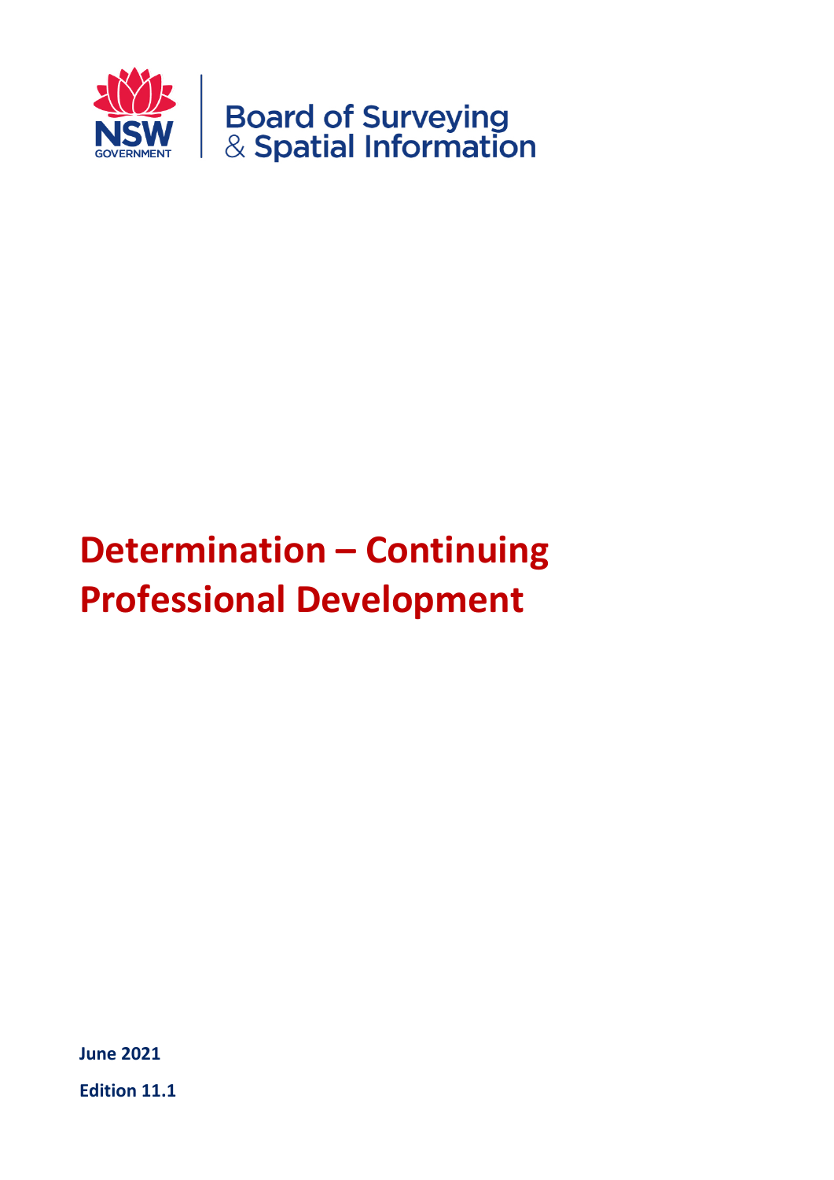Board of Surveying & Spatial Information

# Determination – Continuing Professional Development

**June 2021**

**Edition 11.1**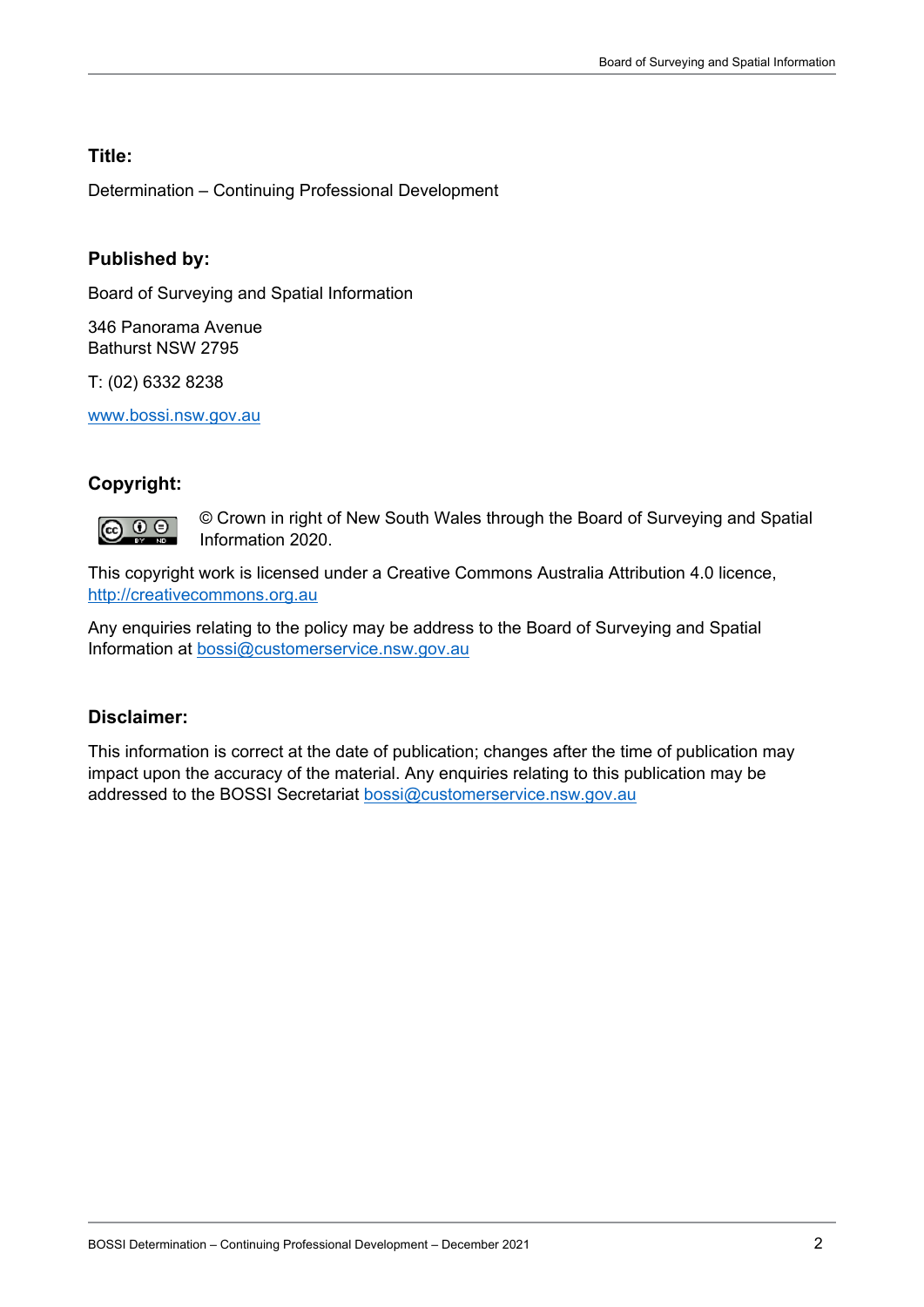**Title:**

Determination – Continuing Professional Development

**Published by:**

Board of Surveying and Spatial Information

346 Panorama Avenue
Bathurst NSW 2795

T: (02) 6332 8238

www.bossi.nsw.gov.au

**Copyright:**

© Crown in right of New South Wales through the Board of Surveying and Spatial Information 2020.

This copyright work is licensed under a Creative Commons Australia Attribution 4.0 licence, http://creativecommons.org.au

Any enquiries relating to the policy may be address to the Board of Surveying and Spatial Information at bossi@customerservice.nsw.gov.au

**Disclaimer:**

This information is correct at the date of publication; changes after the time of publication may impact upon the accuracy of the material. Any enquiries relating to this publication may be addressed to the BOSSI Secretariat bossi@customerservice.nsw.gov.au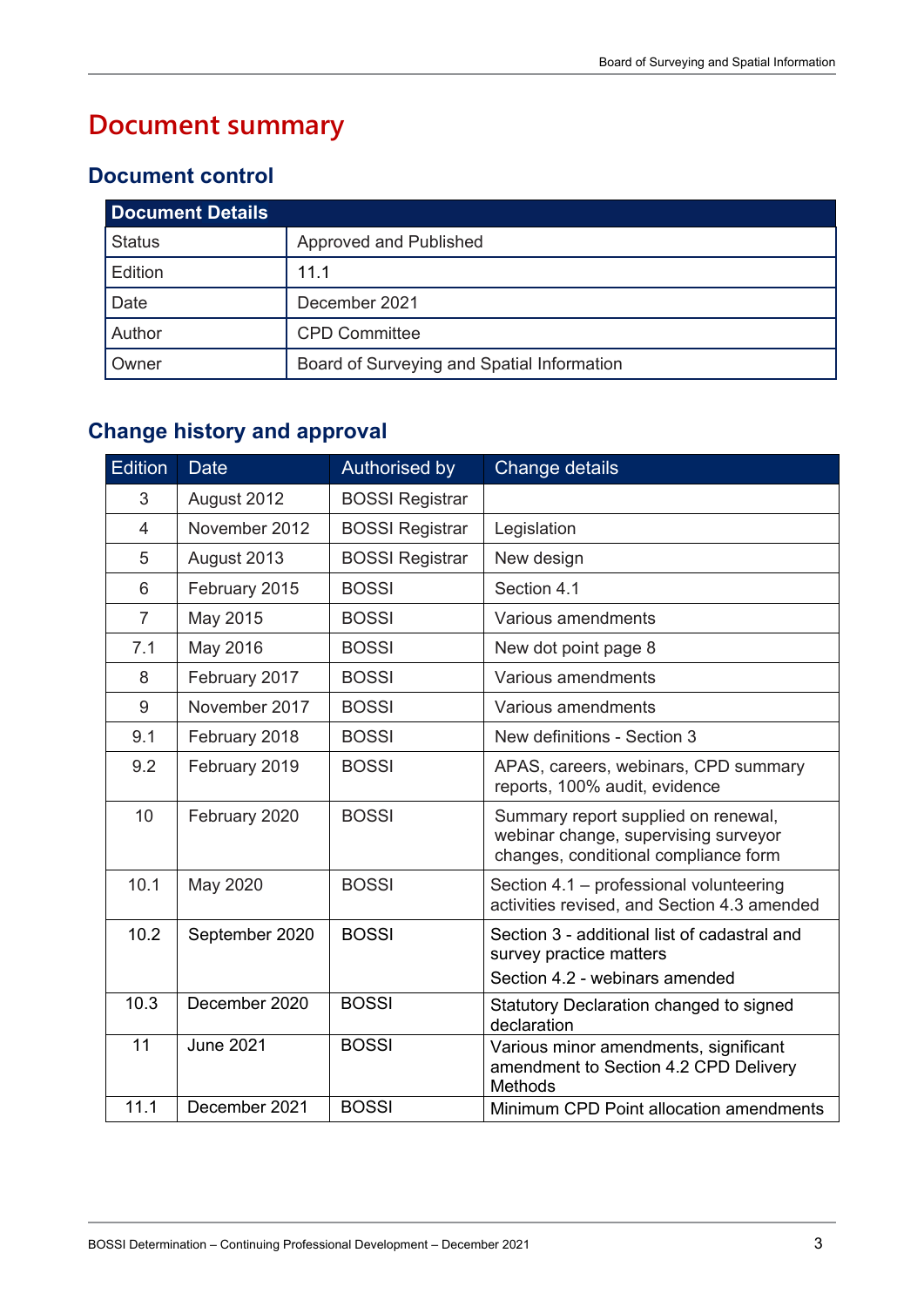# Document summary

## Document control

| Document Details | |
|---|---|
| Status | Approved and Published |
| Edition | 11.1 |
| Date | December 2021 |
| Author | CPD Committee |
| Owner | Board of Surveying and Spatial Information |

## Change history and approval

| Edition | Date | Authorised by | Change details |
|---|---|---|---|
| 3 | August 2012 | BOSSI Registrar | |
| 4 | November 2012 | BOSSI Registrar | Legislation |
| 5 | August 2013 | BOSSI Registrar | New design |
| 6 | February 2015 | BOSSI | Section 4.1 |
| 7 | May 2015 | BOSSI | Various amendments |
| 7.1 | May 2016 | BOSSI | New dot point page 8 |
| 8 | February 2017 | BOSSI | Various amendments |
| 9 | November 2017 | BOSSI | Various amendments |
| 9.1 | February 2018 | BOSSI | New definitions - Section 3 |
| 9.2 | February 2019 | BOSSI | APAS, careers, webinars, CPD summary reports, 100% audit, evidence |
| 10 | February 2020 | BOSSI | Summary report supplied on renewal, webinar change, supervising surveyor changes, conditional compliance form |
| 10.1 | May 2020 | BOSSI | Section 4.1 – professional volunteering activities revised, and Section 4.3 amended |
| 10.2 | September 2020 | BOSSI | Section 3 - additional list of cadastral and survey practice matters<br>Section 4.2 - webinars amended |
| 10.3 | December 2020 | BOSSI | Statutory Declaration changed to signed declaration |
| 11 | June 2021 | BOSSI | Various minor amendments, significant amendment to Section 4.2 CPD Delivery Methods |
| 11.1 | December 2021 | BOSSI | Minimum CPD Point allocation amendments |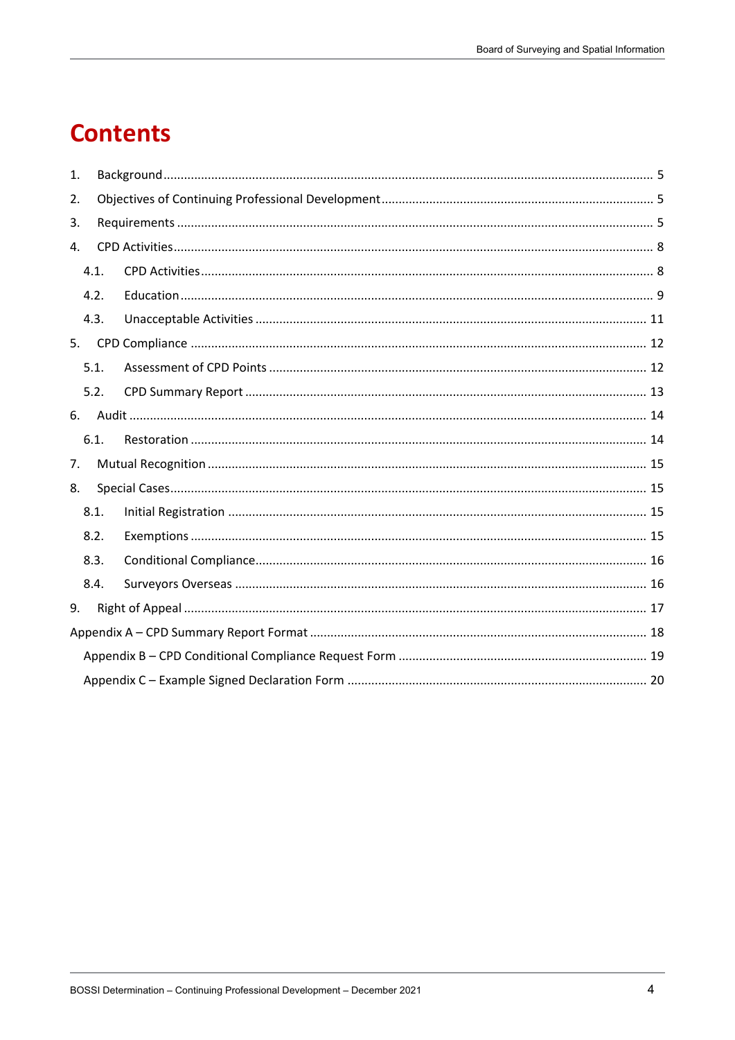# Contents

1. Background ........................................................................................................................ 5
2. Objectives of Continuing Professional Development ............................................................ 5
3. Requirements ........................................................................................................................ 5
4. CPD Activities ........................................................................................................................ 8
   - 4.1. CPD Activities ................................................................................................................ 8
   - 4.2. Education ...................................................................................................................... 9
   - 4.3. Unacceptable Activities ................................................................................................ 11
5. CPD Compliance .................................................................................................................. 12
   - 5.1. Assessment of CPD Points ............................................................................................ 12
   - 5.2. CPD Summary Report ................................................................................................... 13
6. Audit .................................................................................................................................... 14
   - 6.1. Restoration .................................................................................................................. 14
7. Mutual Recognition .............................................................................................................. 15
8. Special Cases ........................................................................................................................ 15
   - 8.1. Initial Registration ........................................................................................................ 15
   - 8.2. Exemptions .................................................................................................................. 15
   - 8.3. Conditional Compliance ................................................................................................ 16
   - 8.4. Surveyors Overseas ...................................................................................................... 16
9. Right of Appeal .................................................................................................................... 17

Appendix A – CPD Summary Report Format ............................................................................. 18

Appendix B – CPD Conditional Compliance Request Form ........................................................ 19

Appendix C – Example Signed Declaration Form ...................................................................... 20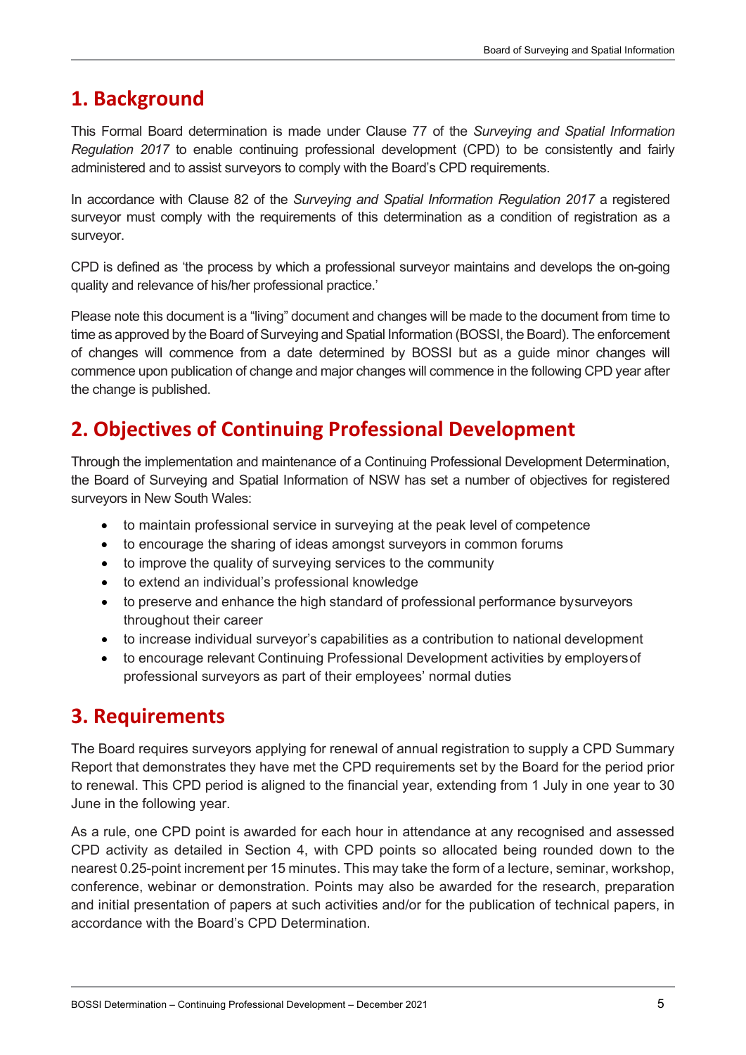## 1. Background

This Formal Board determination is made under Clause 77 of the *Surveying and Spatial Information Regulation 2017* to enable continuing professional development (CPD) to be consistently and fairly administered and to assist surveyors to comply with the Board's CPD requirements.

In accordance with Clause 82 of the *Surveying and Spatial Information Regulation 2017* a registered surveyor must comply with the requirements of this determination as a condition of registration as a surveyor.

CPD is defined as 'the process by which a professional surveyor maintains and develops the on-going quality and relevance of his/her professional practice.'

Please note this document is a "living" document and changes will be made to the document from time to time as approved by the Board of Surveying and Spatial Information (BOSSI, the Board). The enforcement of changes will commence from a date determined by BOSSI but as a guide minor changes will commence upon publication of change and major changes will commence in the following CPD year after the change is published.

## 2. Objectives of Continuing Professional Development

Through the implementation and maintenance of a Continuing Professional Development Determination, the Board of Surveying and Spatial Information of NSW has set a number of objectives for registered surveyors in New South Wales:

- to maintain professional service in surveying at the peak level of competence
- to encourage the sharing of ideas amongst surveyors in common forums
- to improve the quality of surveying services to the community
- to extend an individual's professional knowledge
- to preserve and enhance the high standard of professional performance bysurveyors throughout their career
- to increase individual surveyor's capabilities as a contribution to national development
- to encourage relevant Continuing Professional Development activities by employersof professional surveyors as part of their employees' normal duties

## 3. Requirements

The Board requires surveyors applying for renewal of annual registration to supply a CPD Summary Report that demonstrates they have met the CPD requirements set by the Board for the period prior to renewal. This CPD period is aligned to the financial year, extending from 1 July in one year to 30 June in the following year.

As a rule, one CPD point is awarded for each hour in attendance at any recognised and assessed CPD activity as detailed in Section 4, with CPD points so allocated being rounded down to the nearest 0.25-point increment per 15 minutes. This may take the form of a lecture, seminar, workshop, conference, webinar or demonstration. Points may also be awarded for the research, preparation and initial presentation of papers at such activities and/or for the publication of technical papers, in accordance with the Board's CPD Determination.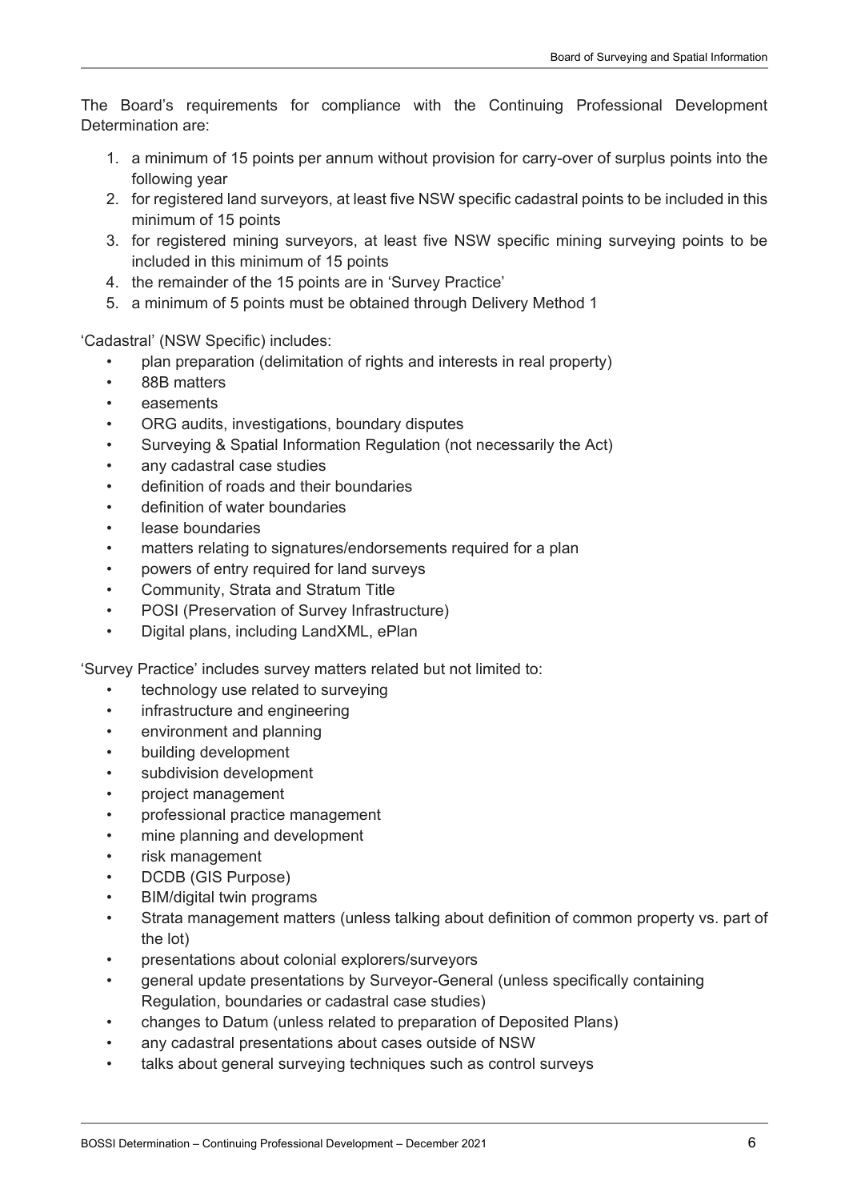The Board's requirements for compliance with the Continuing Professional Development Determination are:

1. a minimum of 15 points per annum without provision for carry-over of surplus points into the following year
2. for registered land surveyors, at least five NSW specific cadastral points to be included in this minimum of 15 points
3. for registered mining surveyors, at least five NSW specific mining surveying points to be included in this minimum of 15 points
4. the remainder of the 15 points are in 'Survey Practice'
5. a minimum of 5 points must be obtained through Delivery Method 1

'Cadastral' (NSW Specific) includes:

- plan preparation (delimitation of rights and interests in real property)
- 88B matters
- easements
- ORG audits, investigations, boundary disputes
- Surveying & Spatial Information Regulation (not necessarily the Act)
- any cadastral case studies
- definition of roads and their boundaries
- definition of water boundaries
- lease boundaries
- matters relating to signatures/endorsements required for a plan
- powers of entry required for land surveys
- Community, Strata and Stratum Title
- POSI (Preservation of Survey Infrastructure)
- Digital plans, including LandXML, ePlan

'Survey Practice' includes survey matters related but not limited to:

- technology use related to surveying
- infrastructure and engineering
- environment and planning
- building development
- subdivision development
- project management
- professional practice management
- mine planning and development
- risk management
- DCDB (GIS Purpose)
- BIM/digital twin programs
- Strata management matters (unless talking about definition of common property vs. part of the lot)
- presentations about colonial explorers/surveyors
- general update presentations by Surveyor-General (unless specifically containing Regulation, boundaries or cadastral case studies)
- changes to Datum (unless related to preparation of Deposited Plans)
- any cadastral presentations about cases outside of NSW
- talks about general surveying techniques such as control surveys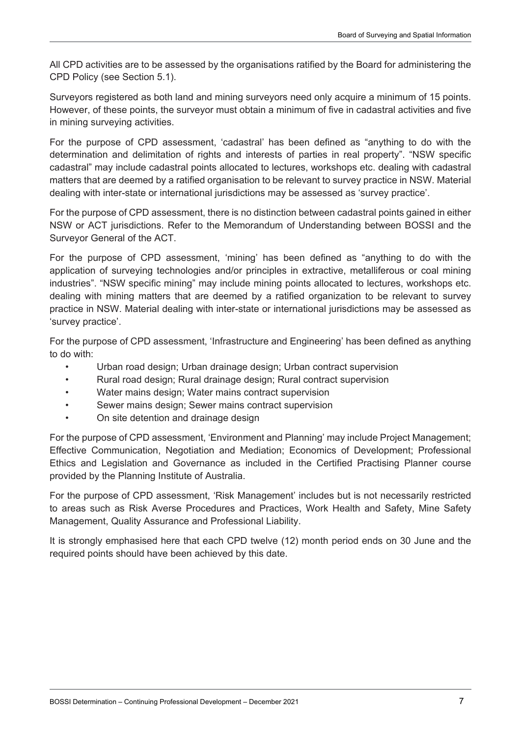All CPD activities are to be assessed by the organisations ratified by the Board for administering the CPD Policy (see Section 5.1).

Surveyors registered as both land and mining surveyors need only acquire a minimum of 15 points. However, of these points, the surveyor must obtain a minimum of five in cadastral activities and five in mining surveying activities.

For the purpose of CPD assessment, 'cadastral' has been defined as "anything to do with the determination and delimitation of rights and interests of parties in real property". "NSW specific cadastral" may include cadastral points allocated to lectures, workshops etc. dealing with cadastral matters that are deemed by a ratified organisation to be relevant to survey practice in NSW. Material dealing with inter-state or international jurisdictions may be assessed as 'survey practice'.

For the purpose of CPD assessment, there is no distinction between cadastral points gained in either NSW or ACT jurisdictions. Refer to the Memorandum of Understanding between BOSSI and the Surveyor General of the ACT.

For the purpose of CPD assessment, 'mining' has been defined as "anything to do with the application of surveying technologies and/or principles in extractive, metalliferous or coal mining industries". "NSW specific mining" may include mining points allocated to lectures, workshops etc. dealing with mining matters that are deemed by a ratified organization to be relevant to survey practice in NSW. Material dealing with inter-state or international jurisdictions may be assessed as 'survey practice'.

For the purpose of CPD assessment, 'Infrastructure and Engineering' has been defined as anything to do with:

- Urban road design; Urban drainage design; Urban contract supervision
- Rural road design; Rural drainage design; Rural contract supervision
- Water mains design; Water mains contract supervision
- Sewer mains design; Sewer mains contract supervision
- On site detention and drainage design

For the purpose of CPD assessment, 'Environment and Planning' may include Project Management; Effective Communication, Negotiation and Mediation; Economics of Development; Professional Ethics and Legislation and Governance as included in the Certified Practising Planner course provided by the Planning Institute of Australia.

For the purpose of CPD assessment, 'Risk Management' includes but is not necessarily restricted to areas such as Risk Averse Procedures and Practices, Work Health and Safety, Mine Safety Management, Quality Assurance and Professional Liability.

It is strongly emphasised here that each CPD twelve (12) month period ends on 30 June and the required points should have been achieved by this date.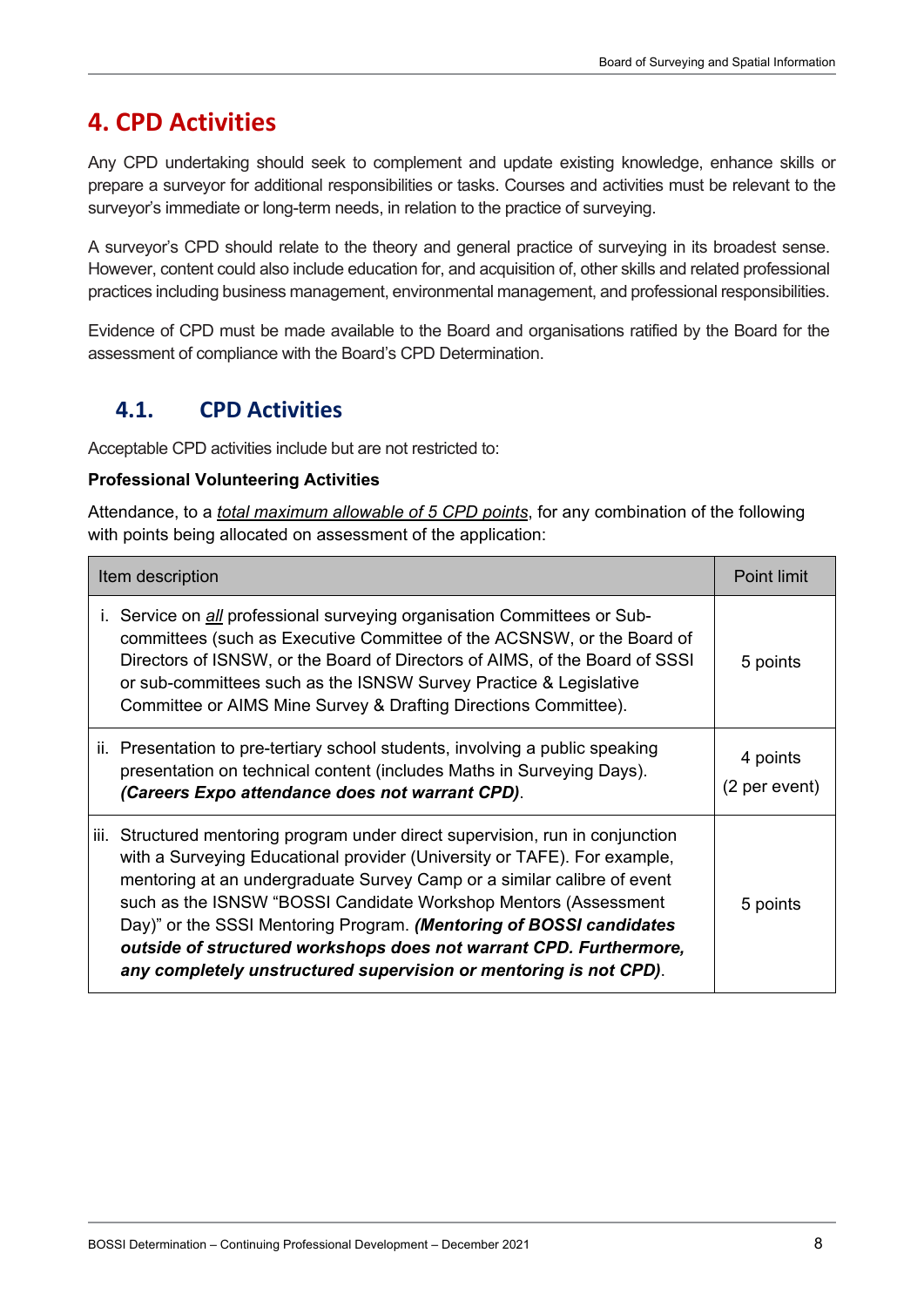# 4. CPD Activities

Any CPD undertaking should seek to complement and update existing knowledge, enhance skills or prepare a surveyor for additional responsibilities or tasks. Courses and activities must be relevant to the surveyor's immediate or long-term needs, in relation to the practice of surveying.

A surveyor's CPD should relate to the theory and general practice of surveying in its broadest sense. However, content could also include education for, and acquisition of, other skills and related professional practices including business management, environmental management, and professional responsibilities.

Evidence of CPD must be made available to the Board and organisations ratified by the Board for the assessment of compliance with the Board's CPD Determination.

## 4.1. CPD Activities

Acceptable CPD activities include but are not restricted to:

**Professional Volunteering Activities**

Attendance, to a *total maximum allowable of 5 CPD points*, for any combination of the following with points being allocated on assessment of the application:

| Item description | Point limit |
|---|---|
| i. Service on *all* professional surveying organisation Committees or Sub-committees (such as Executive Committee of the ACSNSW, or the Board of Directors of ISNSW, or the Board of Directors of AIMS, of the Board of SSSI or sub-committees such as the ISNSW Survey Practice & Legislative Committee or AIMS Mine Survey & Drafting Directions Committee). | 5 points |
| ii. Presentation to pre-tertiary school students, involving a public speaking presentation on technical content (includes Maths in Surveying Days). ***(Careers Expo attendance does not warrant CPD)***. | 4 points (2 per event) |
| iii. Structured mentoring program under direct supervision, run in conjunction with a Surveying Educational provider (University or TAFE). For example, mentoring at an undergraduate Survey Camp or a similar calibre of event such as the ISNSW "BOSSI Candidate Workshop Mentors (Assessment Day)" or the SSSI Mentoring Program. ***(Mentoring of BOSSI candidates outside of structured workshops does not warrant CPD. Furthermore, any completely unstructured supervision or mentoring is not CPD)***. | 5 points |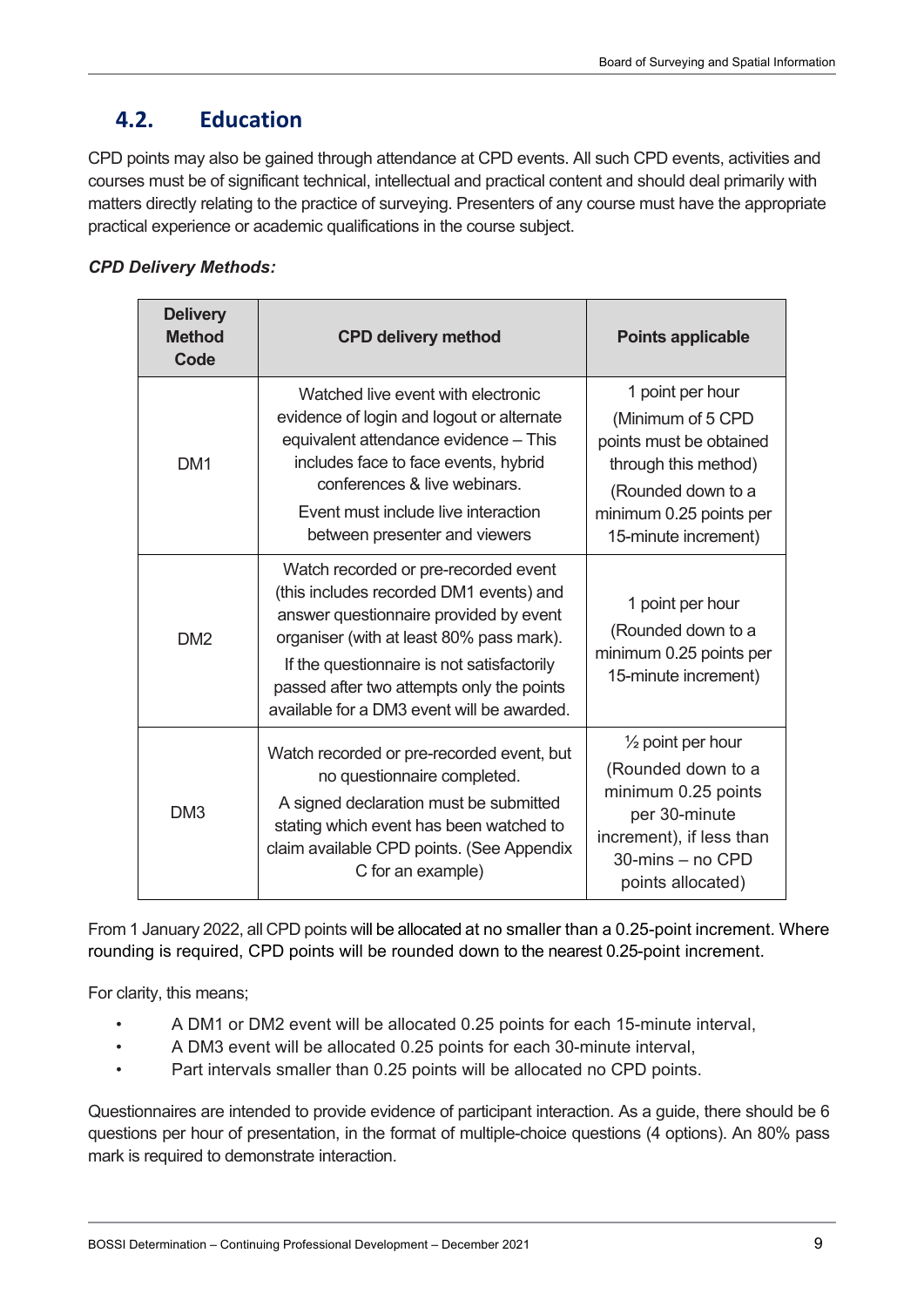## 4.2. Education

CPD points may also be gained through attendance at CPD events. All such CPD events, activities and courses must be of significant technical, intellectual and practical content and should deal primarily with matters directly relating to the practice of surveying. Presenters of any course must have the appropriate practical experience or academic qualifications in the course subject.

***CPD Delivery Methods:***

| Delivery Method Code | CPD delivery method | Points applicable |
|---|---|---|
| DM1 | Watched live event with electronic evidence of login and logout or alternate equivalent attendance evidence – This includes face to face events, hybrid conferences & live webinars.<br>Event must include live interaction between presenter and viewers | 1 point per hour<br>(Minimum of 5 CPD points must be obtained through this method)<br>(Rounded down to a minimum 0.25 points per 15-minute increment) |
| DM2 | Watch recorded or pre-recorded event (this includes recorded DM1 events) and answer questionnaire provided by event organiser (with at least 80% pass mark).<br>If the questionnaire is not satisfactorily passed after two attempts only the points available for a DM3 event will be awarded. | 1 point per hour<br>(Rounded down to a minimum 0.25 points per 15-minute increment) |
| DM3 | Watch recorded or pre-recorded event, but no questionnaire completed.<br>A signed declaration must be submitted stating which event has been watched to claim available CPD points. (See Appendix C for an example) | ½ point per hour<br>(Rounded down to a minimum 0.25 points per 30-minute increment), if less than 30-mins – no CPD points allocated) |

From 1 January 2022, all CPD points will be allocated at no smaller than a 0.25-point increment. Where rounding is required, CPD points will be rounded down to the nearest 0.25-point increment.

For clarity, this means;

- A DM1 or DM2 event will be allocated 0.25 points for each 15-minute interval,
- A DM3 event will be allocated 0.25 points for each 30-minute interval,
- Part intervals smaller than 0.25 points will be allocated no CPD points.

Questionnaires are intended to provide evidence of participant interaction. As a guide, there should be 6 questions per hour of presentation, in the format of multiple-choice questions (4 options). An 80% pass mark is required to demonstrate interaction.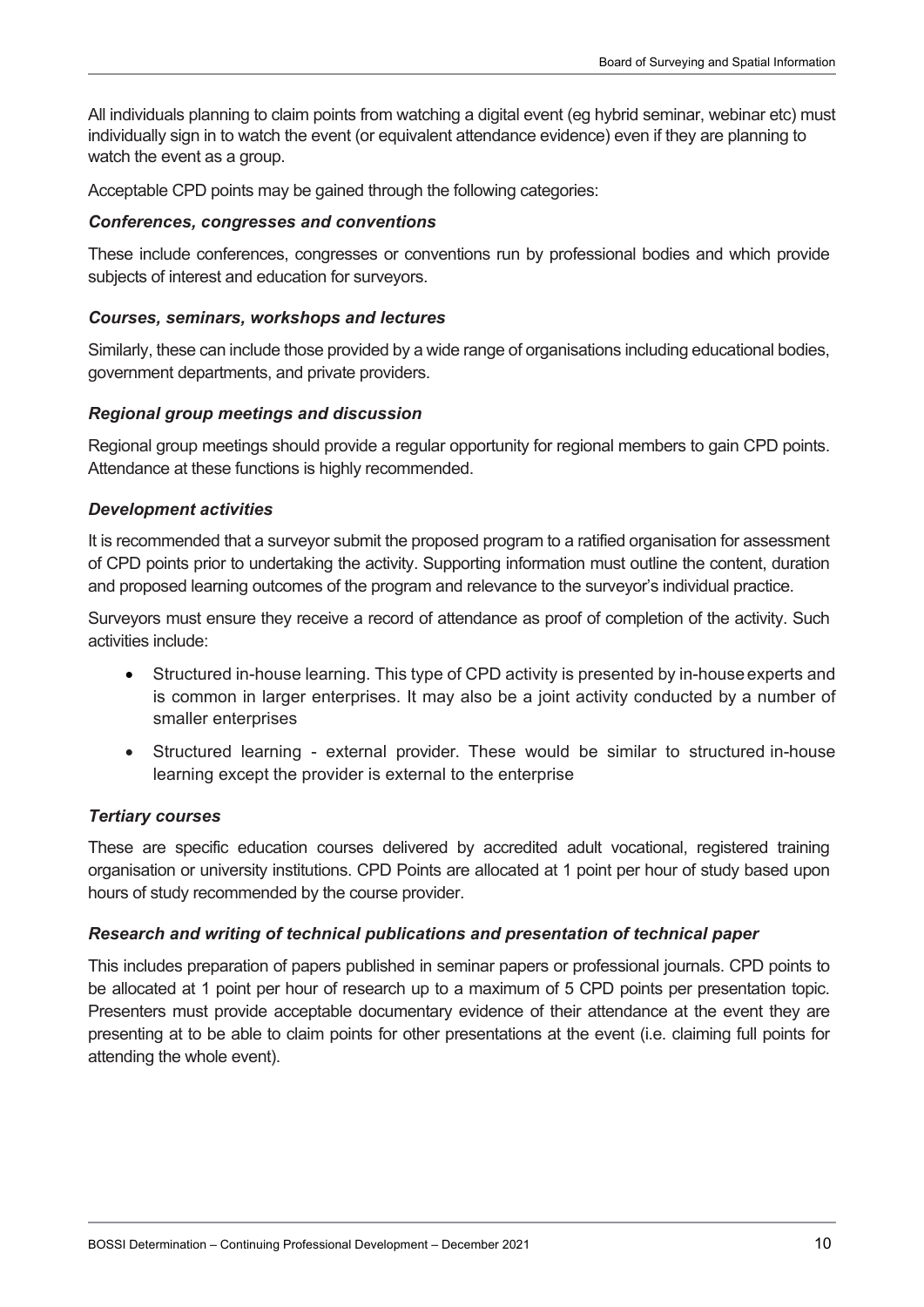All individuals planning to claim points from watching a digital event (eg hybrid seminar, webinar etc) must individually sign in to watch the event (or equivalent attendance evidence) even if they are planning to watch the event as a group.

Acceptable CPD points may be gained through the following categories:

### *Conferences, congresses and conventions*

These include conferences, congresses or conventions run by professional bodies and which provide subjects of interest and education for surveyors.

### *Courses, seminars, workshops and lectures*

Similarly, these can include those provided by a wide range of organisations including educational bodies, government departments, and private providers.

### *Regional group meetings and discussion*

Regional group meetings should provide a regular opportunity for regional members to gain CPD points. Attendance at these functions is highly recommended.

### *Development activities*

It is recommended that a surveyor submit the proposed program to a ratified organisation for assessment of CPD points prior to undertaking the activity. Supporting information must outline the content, duration and proposed learning outcomes of the program and relevance to the surveyor's individual practice.

Surveyors must ensure they receive a record of attendance as proof of completion of the activity. Such activities include:

- Structured in-house learning. This type of CPD activity is presented by in-house experts and is common in larger enterprises. It may also be a joint activity conducted by a number of smaller enterprises
- Structured learning - external provider. These would be similar to structured in-house learning except the provider is external to the enterprise

### *Tertiary courses*

These are specific education courses delivered by accredited adult vocational, registered training organisation or university institutions. CPD Points are allocated at 1 point per hour of study based upon hours of study recommended by the course provider.

### *Research and writing of technical publications and presentation of technical paper*

This includes preparation of papers published in seminar papers or professional journals. CPD points to be allocated at 1 point per hour of research up to a maximum of 5 CPD points per presentation topic. Presenters must provide acceptable documentary evidence of their attendance at the event they are presenting at to be able to claim points for other presentations at the event (i.e. claiming full points for attending the whole event).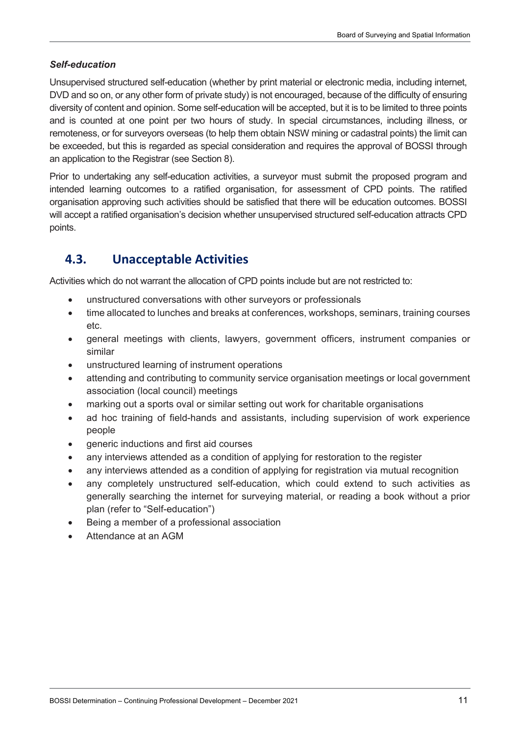***Self-education***

Unsupervised structured self-education (whether by print material or electronic media, including internet, DVD and so on, or any other form of private study) is not encouraged, because of the difficulty of ensuring diversity of content and opinion. Some self-education will be accepted, but it is to be limited to three points and is counted at one point per two hours of study. In special circumstances, including illness, or remoteness, or for surveyors overseas (to help them obtain NSW mining or cadastral points) the limit can be exceeded, but this is regarded as special consideration and requires the approval of BOSSI through an application to the Registrar (see Section 8).

Prior to undertaking any self-education activities, a surveyor must submit the proposed program and intended learning outcomes to a ratified organisation, for assessment of CPD points. The ratified organisation approving such activities should be satisfied that there will be education outcomes. BOSSI will accept a ratified organisation's decision whether unsupervised structured self-education attracts CPD points.

## 4.3. Unacceptable Activities

Activities which do not warrant the allocation of CPD points include but are not restricted to:

- unstructured conversations with other surveyors or professionals
- time allocated to lunches and breaks at conferences, workshops, seminars, training courses etc.
- general meetings with clients, lawyers, government officers, instrument companies or similar
- unstructured learning of instrument operations
- attending and contributing to community service organisation meetings or local government association (local council) meetings
- marking out a sports oval or similar setting out work for charitable organisations
- ad hoc training of field-hands and assistants, including supervision of work experience people
- generic inductions and first aid courses
- any interviews attended as a condition of applying for restoration to the register
- any interviews attended as a condition of applying for registration via mutual recognition
- any completely unstructured self-education, which could extend to such activities as generally searching the internet for surveying material, or reading a book without a prior plan (refer to "Self-education")
- Being a member of a professional association
- Attendance at an AGM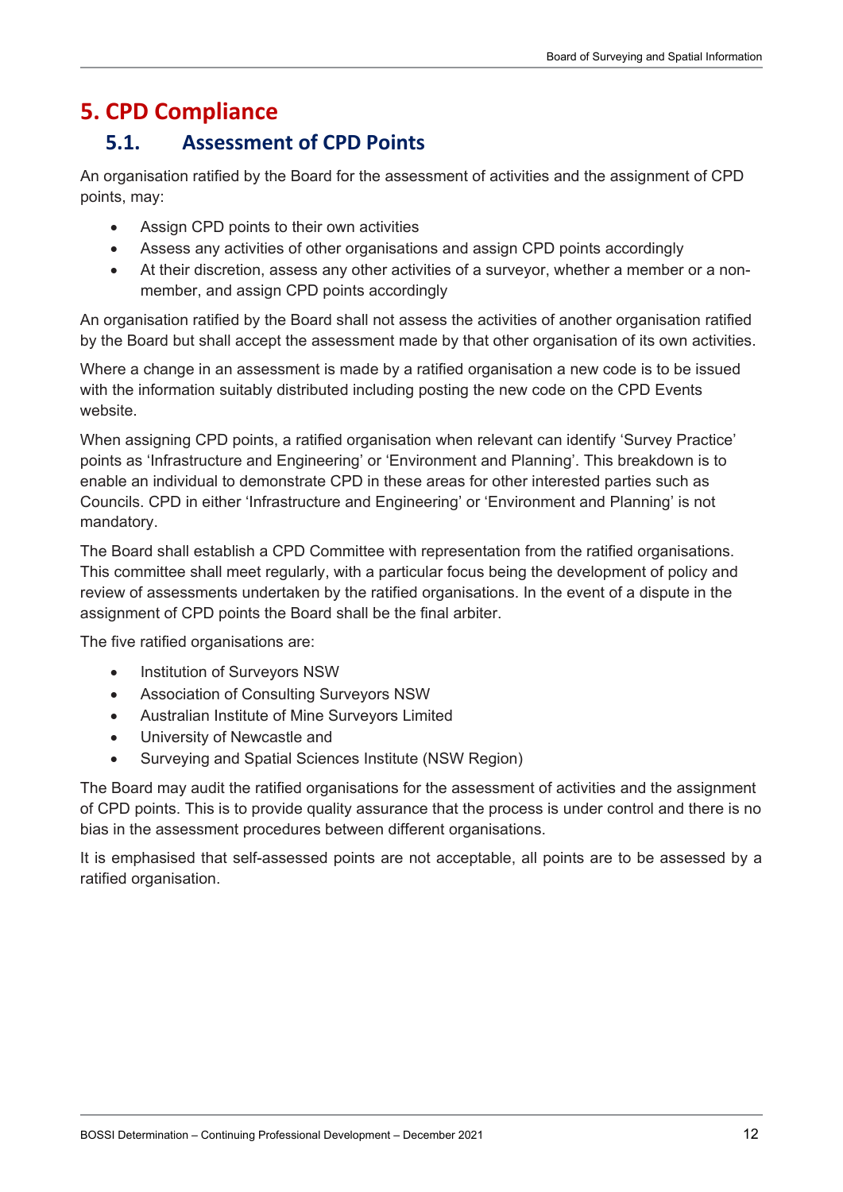# 5. CPD Compliance

## 5.1. Assessment of CPD Points

An organisation ratified by the Board for the assessment of activities and the assignment of CPD points, may:

- Assign CPD points to their own activities
- Assess any activities of other organisations and assign CPD points accordingly
- At their discretion, assess any other activities of a surveyor, whether a member or a non-member, and assign CPD points accordingly

An organisation ratified by the Board shall not assess the activities of another organisation ratified by the Board but shall accept the assessment made by that other organisation of its own activities.

Where a change in an assessment is made by a ratified organisation a new code is to be issued with the information suitably distributed including posting the new code on the CPD Events website.

When assigning CPD points, a ratified organisation when relevant can identify 'Survey Practice' points as 'Infrastructure and Engineering' or 'Environment and Planning'. This breakdown is to enable an individual to demonstrate CPD in these areas for other interested parties such as Councils. CPD in either 'Infrastructure and Engineering' or 'Environment and Planning' is not mandatory.

The Board shall establish a CPD Committee with representation from the ratified organisations. This committee shall meet regularly, with a particular focus being the development of policy and review of assessments undertaken by the ratified organisations. In the event of a dispute in the assignment of CPD points the Board shall be the final arbiter.

The five ratified organisations are:

- Institution of Surveyors NSW
- Association of Consulting Surveyors NSW
- Australian Institute of Mine Surveyors Limited
- University of Newcastle and
- Surveying and Spatial Sciences Institute (NSW Region)

The Board may audit the ratified organisations for the assessment of activities and the assignment of CPD points. This is to provide quality assurance that the process is under control and there is no bias in the assessment procedures between different organisations.

It is emphasised that self-assessed points are not acceptable, all points are to be assessed by a ratified organisation.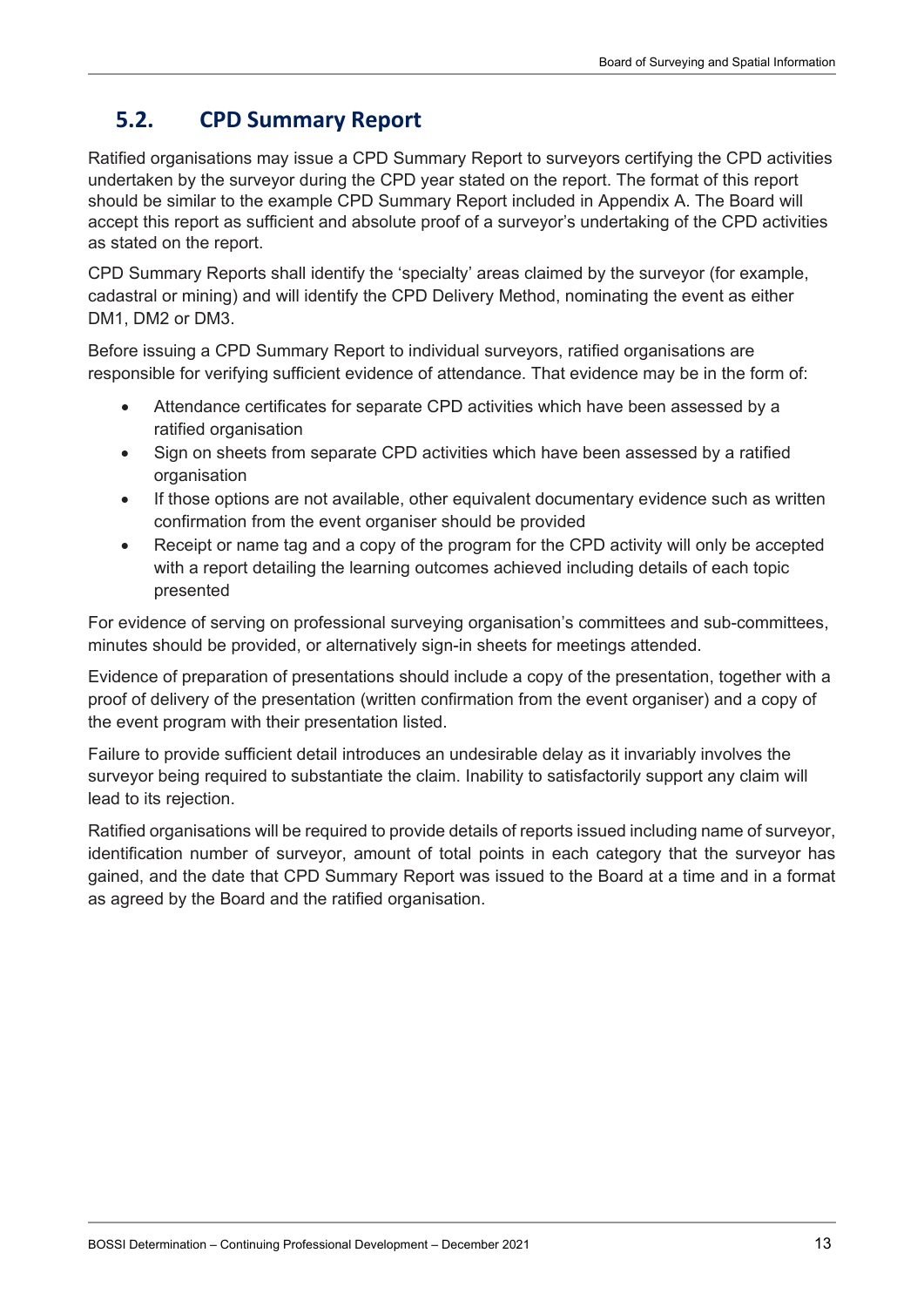## 5.2. CPD Summary Report

Ratified organisations may issue a CPD Summary Report to surveyors certifying the CPD activities undertaken by the surveyor during the CPD year stated on the report. The format of this report should be similar to the example CPD Summary Report included in Appendix A. The Board will accept this report as sufficient and absolute proof of a surveyor's undertaking of the CPD activities as stated on the report.

CPD Summary Reports shall identify the 'specialty' areas claimed by the surveyor (for example, cadastral or mining) and will identify the CPD Delivery Method, nominating the event as either DM1, DM2 or DM3.

Before issuing a CPD Summary Report to individual surveyors, ratified organisations are responsible for verifying sufficient evidence of attendance. That evidence may be in the form of:

- Attendance certificates for separate CPD activities which have been assessed by a ratified organisation
- Sign on sheets from separate CPD activities which have been assessed by a ratified organisation
- If those options are not available, other equivalent documentary evidence such as written confirmation from the event organiser should be provided
- Receipt or name tag and a copy of the program for the CPD activity will only be accepted with a report detailing the learning outcomes achieved including details of each topic presented

For evidence of serving on professional surveying organisation's committees and sub-committees, minutes should be provided, or alternatively sign-in sheets for meetings attended.

Evidence of preparation of presentations should include a copy of the presentation, together with a proof of delivery of the presentation (written confirmation from the event organiser) and a copy of the event program with their presentation listed.

Failure to provide sufficient detail introduces an undesirable delay as it invariably involves the surveyor being required to substantiate the claim. Inability to satisfactorily support any claim will lead to its rejection.

Ratified organisations will be required to provide details of reports issued including name of surveyor, identification number of surveyor, amount of total points in each category that the surveyor has gained, and the date that CPD Summary Report was issued to the Board at a time and in a format as agreed by the Board and the ratified organisation.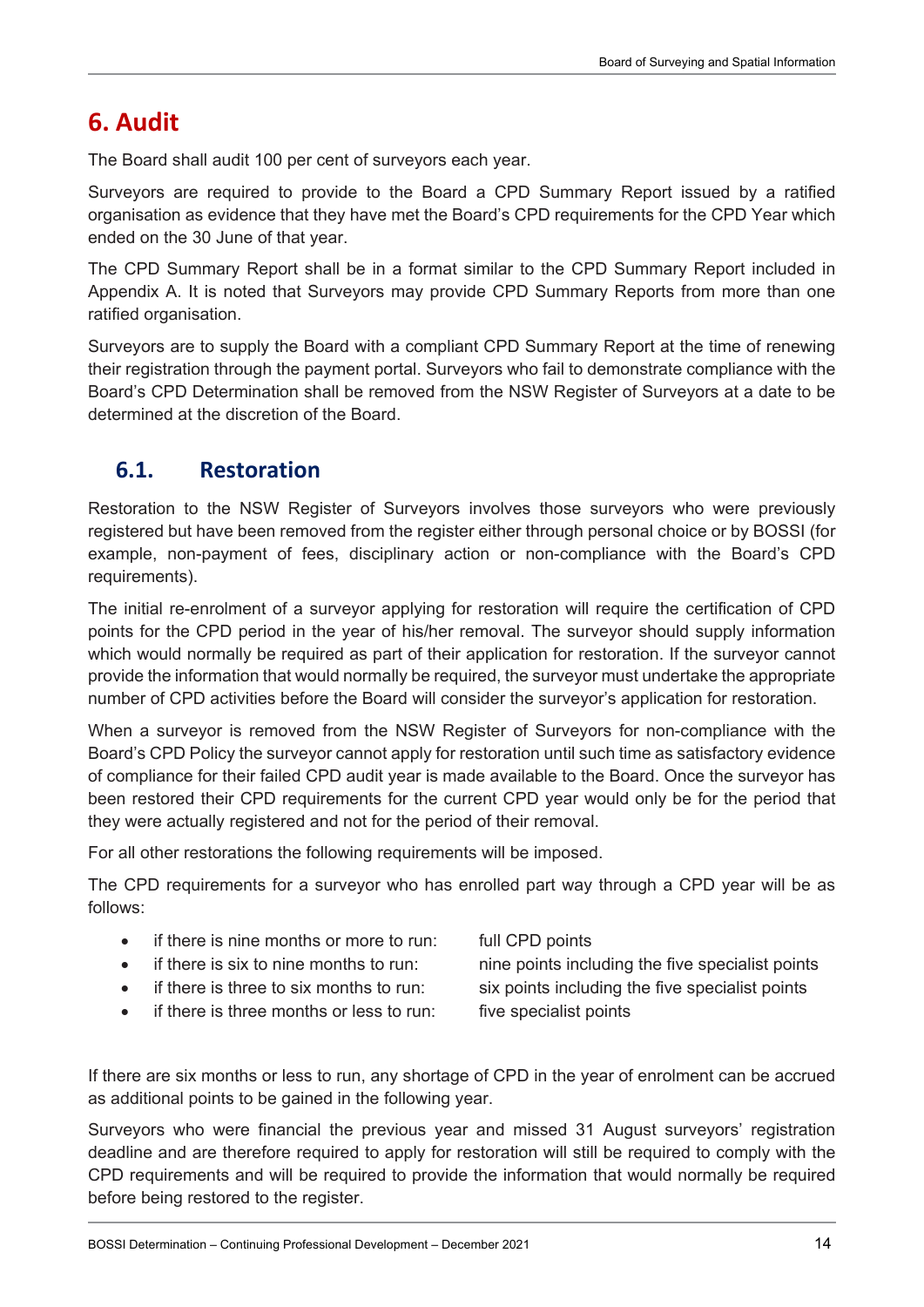# 6. Audit

The Board shall audit 100 per cent of surveyors each year.

Surveyors are required to provide to the Board a CPD Summary Report issued by a ratified organisation as evidence that they have met the Board's CPD requirements for the CPD Year which ended on the 30 June of that year.

The CPD Summary Report shall be in a format similar to the CPD Summary Report included in Appendix A. It is noted that Surveyors may provide CPD Summary Reports from more than one ratified organisation.

Surveyors are to supply the Board with a compliant CPD Summary Report at the time of renewing their registration through the payment portal. Surveyors who fail to demonstrate compliance with the Board's CPD Determination shall be removed from the NSW Register of Surveyors at a date to be determined at the discretion of the Board.

## 6.1. Restoration

Restoration to the NSW Register of Surveyors involves those surveyors who were previously registered but have been removed from the register either through personal choice or by BOSSI (for example, non-payment of fees, disciplinary action or non-compliance with the Board's CPD requirements).

The initial re-enrolment of a surveyor applying for restoration will require the certification of CPD points for the CPD period in the year of his/her removal. The surveyor should supply information which would normally be required as part of their application for restoration. If the surveyor cannot provide the information that would normally be required, the surveyor must undertake the appropriate number of CPD activities before the Board will consider the surveyor's application for restoration.

When a surveyor is removed from the NSW Register of Surveyors for non-compliance with the Board's CPD Policy the surveyor cannot apply for restoration until such time as satisfactory evidence of compliance for their failed CPD audit year is made available to the Board. Once the surveyor has been restored their CPD requirements for the current CPD year would only be for the period that they were actually registered and not for the period of their removal.

For all other restorations the following requirements will be imposed.

The CPD requirements for a surveyor who has enrolled part way through a CPD year will be as follows:

- if there is nine months or more to run: full CPD points
- if there is six to nine months to run: nine points including the five specialist points
- if there is three to six months to run: six points including the five specialist points
- if there is three months or less to run: five specialist points

If there are six months or less to run, any shortage of CPD in the year of enrolment can be accrued as additional points to be gained in the following year.

Surveyors who were financial the previous year and missed 31 August surveyors' registration deadline and are therefore required to apply for restoration will still be required to comply with the CPD requirements and will be required to provide the information that would normally be required before being restored to the register.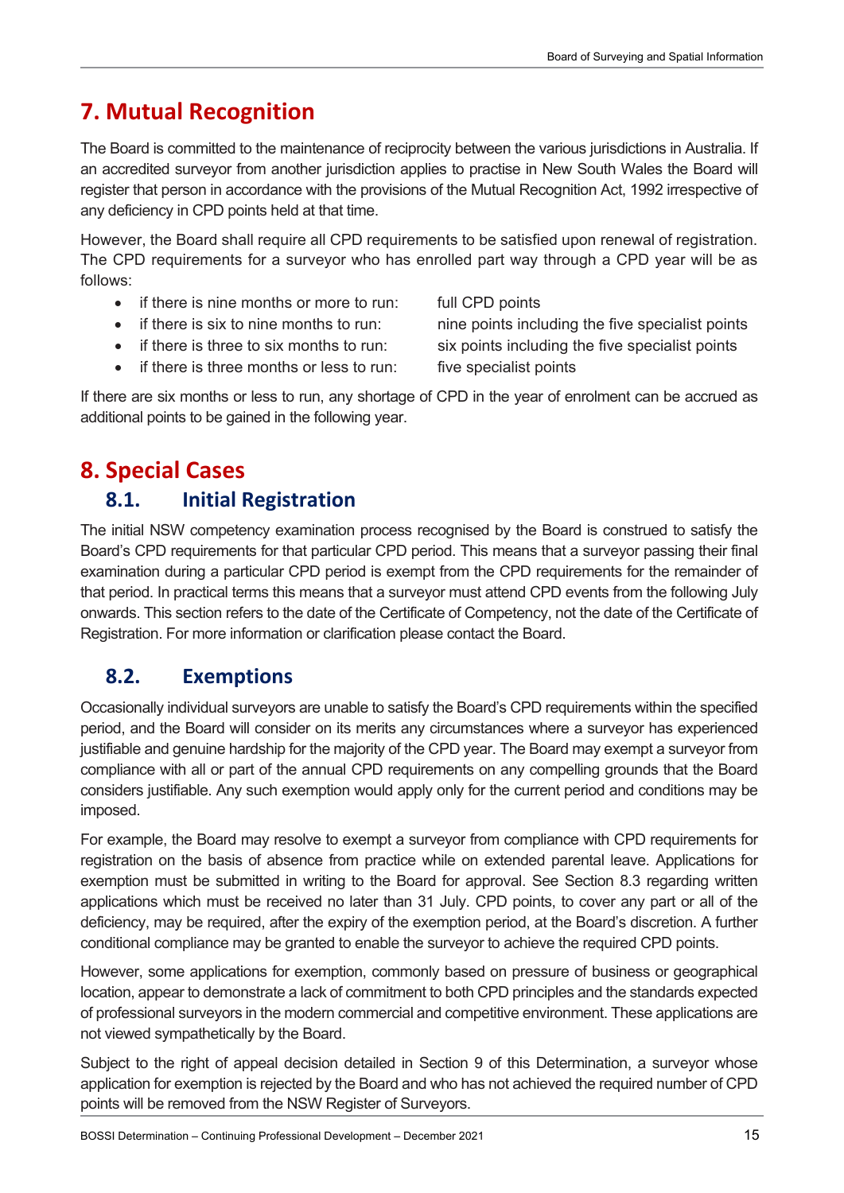# 7. Mutual Recognition

The Board is committed to the maintenance of reciprocity between the various jurisdictions in Australia. If an accredited surveyor from another jurisdiction applies to practise in New South Wales the Board will register that person in accordance with the provisions of the Mutual Recognition Act, 1992 irrespective of any deficiency in CPD points held at that time.

However, the Board shall require all CPD requirements to be satisfied upon renewal of registration. The CPD requirements for a surveyor who has enrolled part way through a CPD year will be as follows:

- if there is nine months or more to run: full CPD points
- if there is six to nine months to run: nine points including the five specialist points
- if there is three to six months to run: six points including the five specialist points
- if there is three months or less to run: five specialist points

If there are six months or less to run, any shortage of CPD in the year of enrolment can be accrued as additional points to be gained in the following year.

# 8. Special Cases

## 8.1. Initial Registration

The initial NSW competency examination process recognised by the Board is construed to satisfy the Board's CPD requirements for that particular CPD period. This means that a surveyor passing their final examination during a particular CPD period is exempt from the CPD requirements for the remainder of that period. In practical terms this means that a surveyor must attend CPD events from the following July onwards. This section refers to the date of the Certificate of Competency, not the date of the Certificate of Registration. For more information or clarification please contact the Board.

## 8.2. Exemptions

Occasionally individual surveyors are unable to satisfy the Board's CPD requirements within the specified period, and the Board will consider on its merits any circumstances where a surveyor has experienced justifiable and genuine hardship for the majority of the CPD year. The Board may exempt a surveyor from compliance with all or part of the annual CPD requirements on any compelling grounds that the Board considers justifiable. Any such exemption would apply only for the current period and conditions may be imposed.

For example, the Board may resolve to exempt a surveyor from compliance with CPD requirements for registration on the basis of absence from practice while on extended parental leave. Applications for exemption must be submitted in writing to the Board for approval. See Section 8.3 regarding written applications which must be received no later than 31 July. CPD points, to cover any part or all of the deficiency, may be required, after the expiry of the exemption period, at the Board's discretion. A further conditional compliance may be granted to enable the surveyor to achieve the required CPD points.

However, some applications for exemption, commonly based on pressure of business or geographical location, appear to demonstrate a lack of commitment to both CPD principles and the standards expected of professional surveyors in the modern commercial and competitive environment. These applications are not viewed sympathetically by the Board.

Subject to the right of appeal decision detailed in Section 9 of this Determination, a surveyor whose application for exemption is rejected by the Board and who has not achieved the required number of CPD points will be removed from the NSW Register of Surveyors.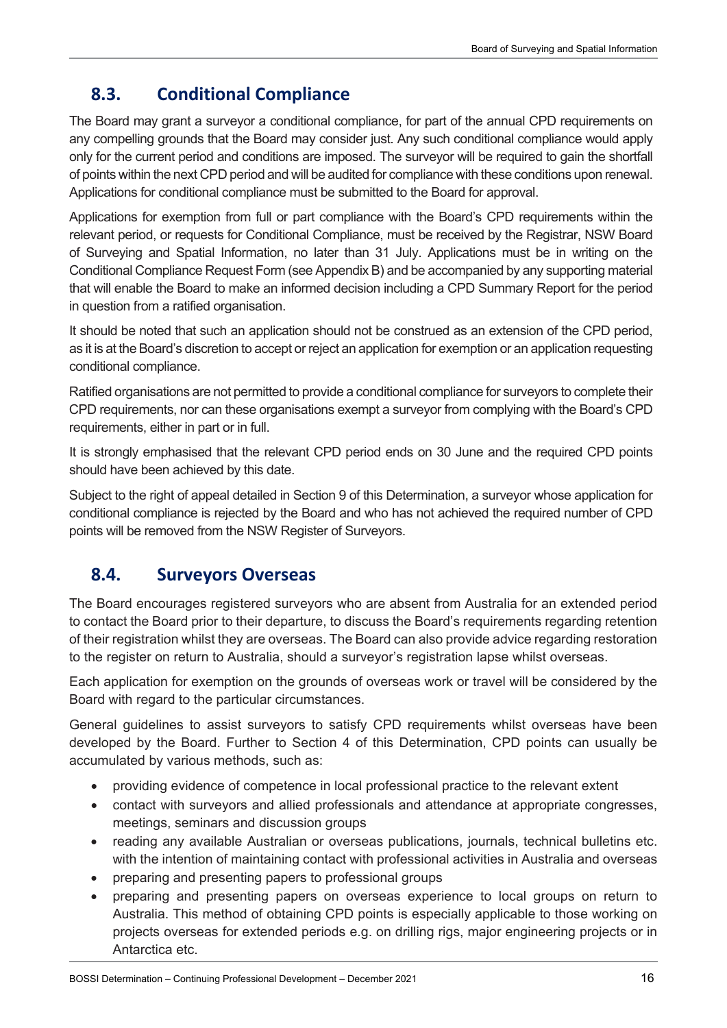## 8.3. Conditional Compliance

The Board may grant a surveyor a conditional compliance, for part of the annual CPD requirements on any compelling grounds that the Board may consider just. Any such conditional compliance would apply only for the current period and conditions are imposed. The surveyor will be required to gain the shortfall of points within the next CPD period and will be audited for compliance with these conditions upon renewal. Applications for conditional compliance must be submitted to the Board for approval.

Applications for exemption from full or part compliance with the Board's CPD requirements within the relevant period, or requests for Conditional Compliance, must be received by the Registrar, NSW Board of Surveying and Spatial Information, no later than 31 July. Applications must be in writing on the Conditional Compliance Request Form (see Appendix B) and be accompanied by any supporting material that will enable the Board to make an informed decision including a CPD Summary Report for the period in question from a ratified organisation.

It should be noted that such an application should not be construed as an extension of the CPD period, as it is at the Board's discretion to accept or reject an application for exemption or an application requesting conditional compliance.

Ratified organisations are not permitted to provide a conditional compliance for surveyors to complete their CPD requirements, nor can these organisations exempt a surveyor from complying with the Board's CPD requirements, either in part or in full.

It is strongly emphasised that the relevant CPD period ends on 30 June and the required CPD points should have been achieved by this date.

Subject to the right of appeal detailed in Section 9 of this Determination, a surveyor whose application for conditional compliance is rejected by the Board and who has not achieved the required number of CPD points will be removed from the NSW Register of Surveyors.

## 8.4. Surveyors Overseas

The Board encourages registered surveyors who are absent from Australia for an extended period to contact the Board prior to their departure, to discuss the Board's requirements regarding retention of their registration whilst they are overseas. The Board can also provide advice regarding restoration to the register on return to Australia, should a surveyor's registration lapse whilst overseas.

Each application for exemption on the grounds of overseas work or travel will be considered by the Board with regard to the particular circumstances.

General guidelines to assist surveyors to satisfy CPD requirements whilst overseas have been developed by the Board. Further to Section 4 of this Determination, CPD points can usually be accumulated by various methods, such as:

- providing evidence of competence in local professional practice to the relevant extent
- contact with surveyors and allied professionals and attendance at appropriate congresses, meetings, seminars and discussion groups
- reading any available Australian or overseas publications, journals, technical bulletins etc. with the intention of maintaining contact with professional activities in Australia and overseas
- preparing and presenting papers to professional groups
- preparing and presenting papers on overseas experience to local groups on return to Australia. This method of obtaining CPD points is especially applicable to those working on projects overseas for extended periods e.g. on drilling rigs, major engineering projects or in Antarctica etc.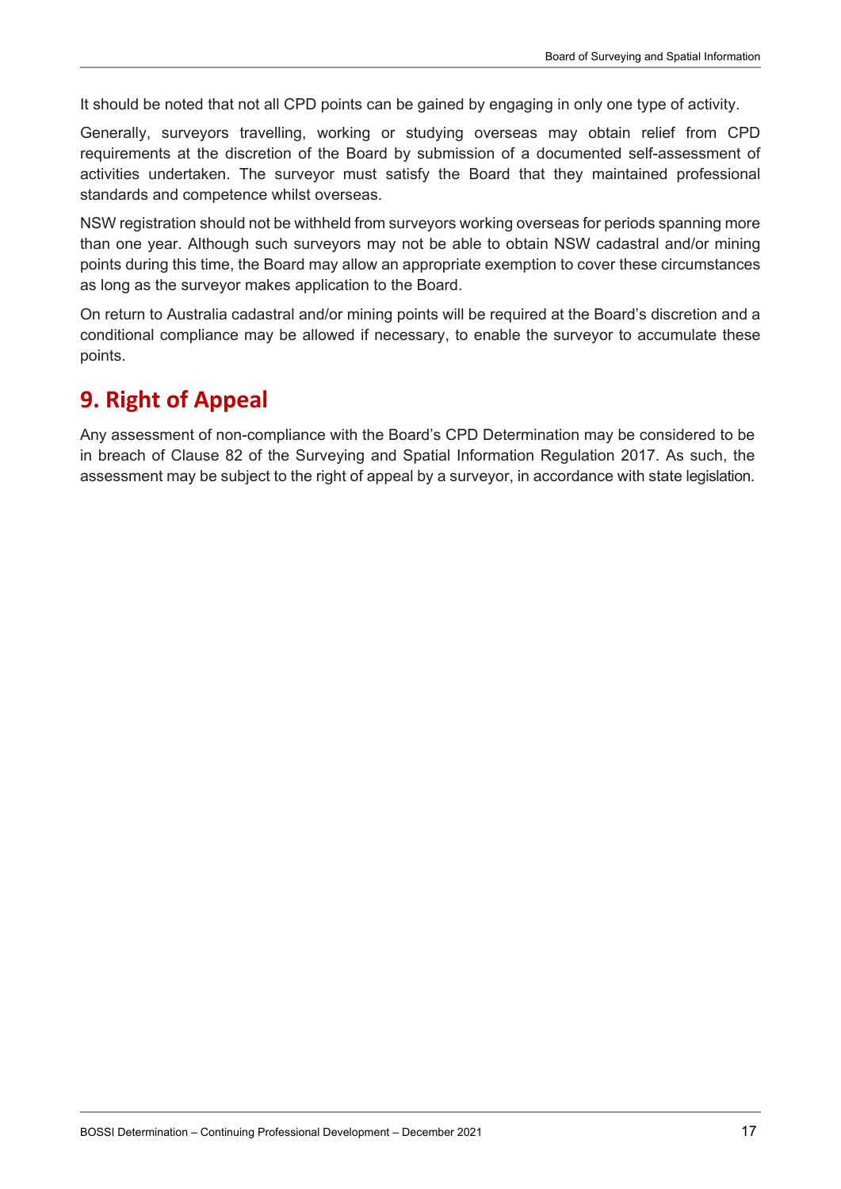It should be noted that not all CPD points can be gained by engaging in only one type of activity.

Generally, surveyors travelling, working or studying overseas may obtain relief from CPD requirements at the discretion of the Board by submission of a documented self-assessment of activities undertaken. The surveyor must satisfy the Board that they maintained professional standards and competence whilst overseas.

NSW registration should not be withheld from surveyors working overseas for periods spanning more than one year. Although such surveyors may not be able to obtain NSW cadastral and/or mining points during this time, the Board may allow an appropriate exemption to cover these circumstances as long as the surveyor makes application to the Board.

On return to Australia cadastral and/or mining points will be required at the Board's discretion and a conditional compliance may be allowed if necessary, to enable the surveyor to accumulate these points.

# 9. Right of Appeal

Any assessment of non-compliance with the Board's CPD Determination may be considered to be in breach of Clause 82 of the Surveying and Spatial Information Regulation 2017. As such, the assessment may be subject to the right of appeal by a surveyor, in accordance with state legislation.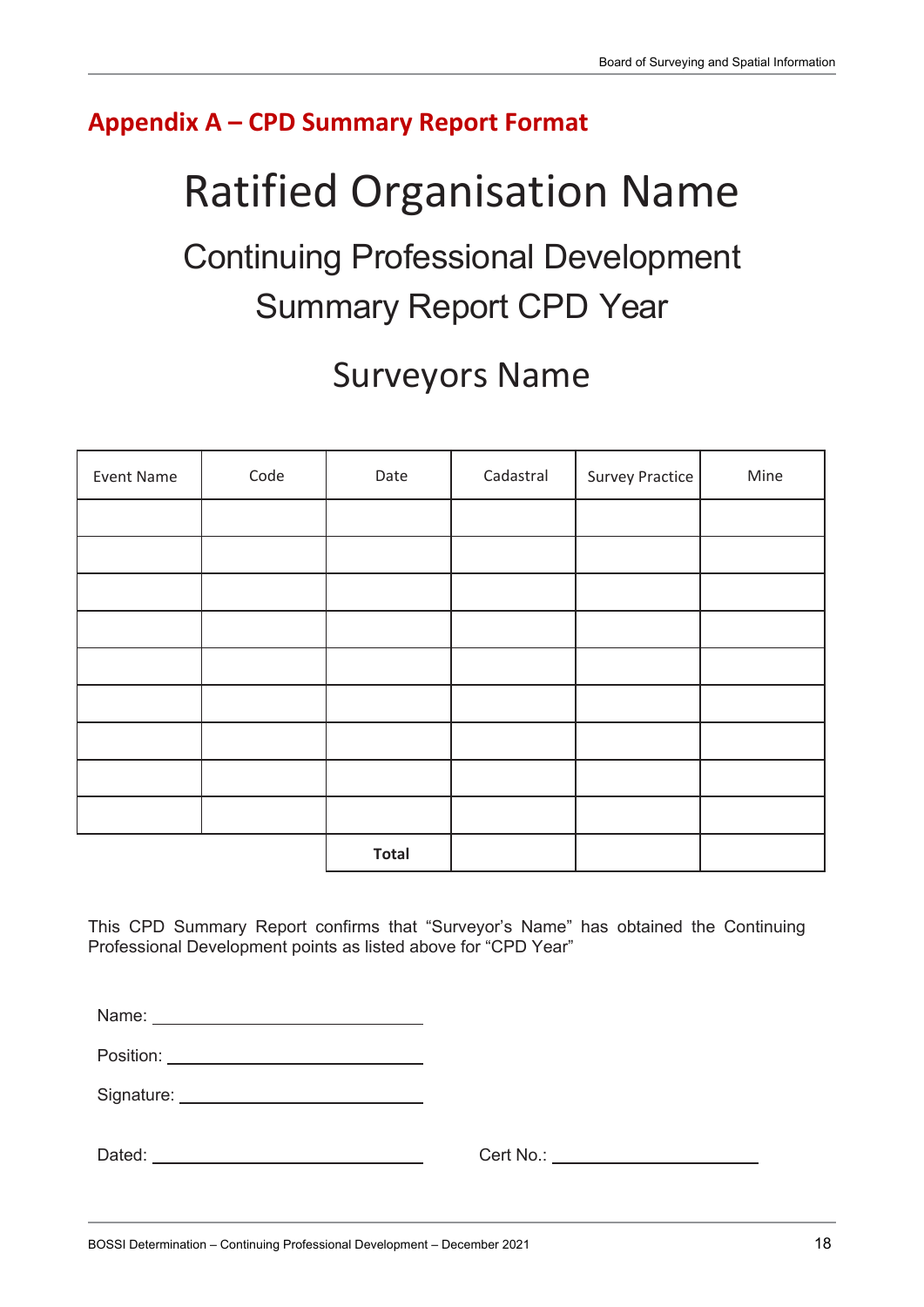## Appendix A – CPD Summary Report Format

# Ratified Organisation Name

## Continuing Professional Development Summary Report CPD Year

## Surveyors Name

| Event Name | Code | Date | Cadastral | Survey Practice | Mine |
|---|---|---|---|---|---|
| | | | | | |
| | | | | | |
| | | | | | |
| | | | | | |
| | | | | | |
| | | | | | |
| | | | | | |
| | | | | | |
| | | | | | |
| | | **Total** | | | |

This CPD Summary Report confirms that "Surveyor's Name" has obtained the Continuing Professional Development points as listed above for "CPD Year"

Name: ______________________________

Position: ______________________________

Signature: ______________________________

Dated: ______________________________ Cert No.: ______________________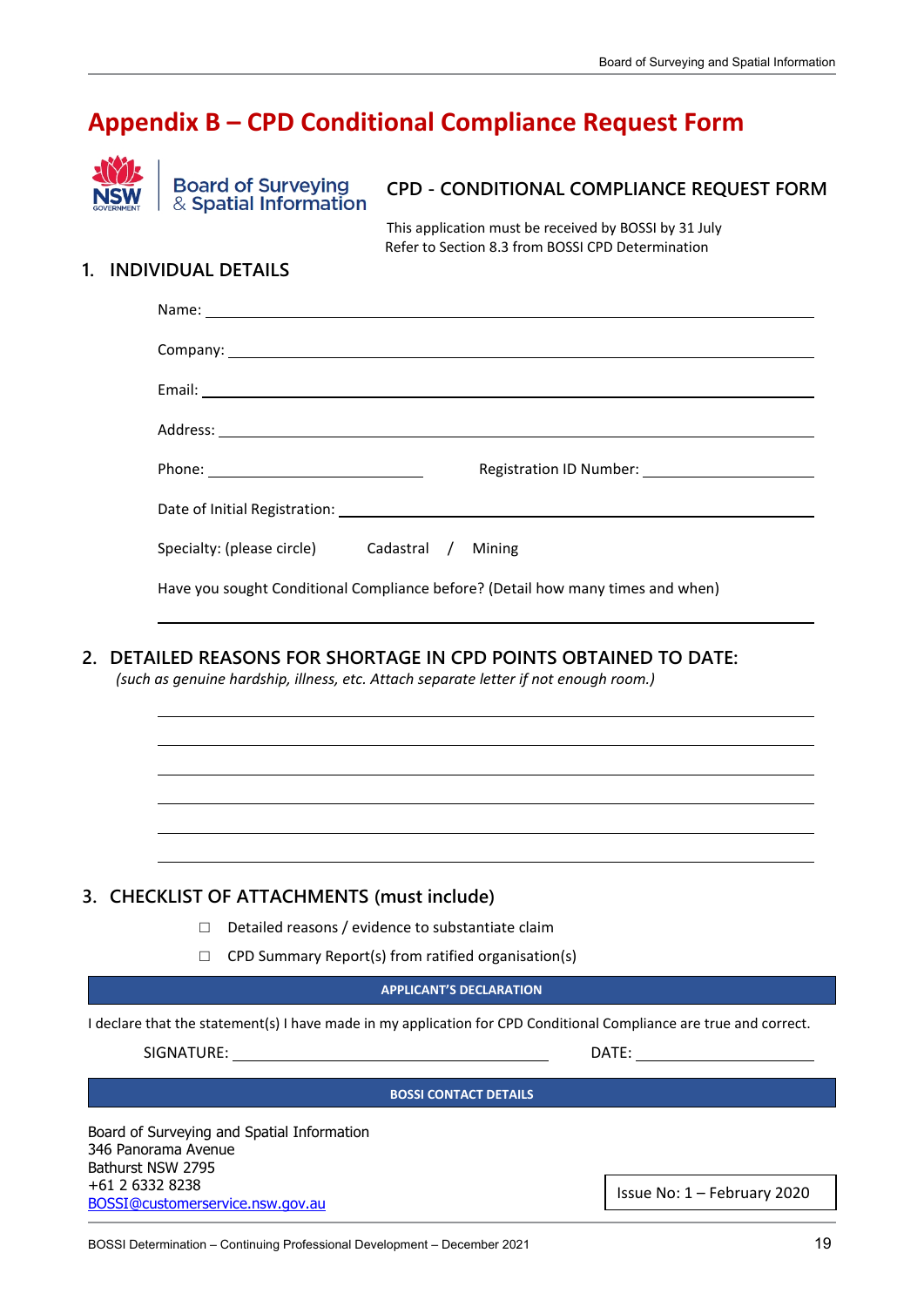# Appendix B – CPD Conditional Compliance Request Form

Board of Surveying & Spatial Information

## CPD - CONDITIONAL COMPLIANCE REQUEST FORM

This application must be received by BOSSI by 31 July
Refer to Section 8.3 from BOSSI CPD Determination

## 1. INDIVIDUAL DETAILS

Name: ______________________________

Company: ______________________________

Email: ______________________________

Address: ______________________________

Phone: ______________________________ Registration ID Number: ______________________________

Date of Initial Registration: ______________________________

Specialty: (please circle) Cadastral / Mining

Have you sought Conditional Compliance before? (Detail how many times and when)

______________________________

## 2. DETAILED REASONS FOR SHORTAGE IN CPD POINTS OBTAINED TO DATE:

*(such as genuine hardship, illness, etc. Attach separate letter if not enough room.)*

______________________________

______________________________

______________________________

______________________________

______________________________

______________________________

## 3. CHECKLIST OF ATTACHMENTS (must include)

- ☐ Detailed reasons / evidence to substantiate claim
- ☐ CPD Summary Report(s) from ratified organisation(s)

**APPLICANT'S DECLARATION**

I declare that the statement(s) I have made in my application for CPD Conditional Compliance are true and correct.

SIGNATURE: ______________________________ DATE: ______________________________

**BOSSI CONTACT DETAILS**

Board of Surveying and Spatial Information
346 Panorama Avenue
Bathurst NSW 2795
+61 2 6332 8238
BOSSI@customerservice.nsw.gov.au

Issue No: 1 – February 2020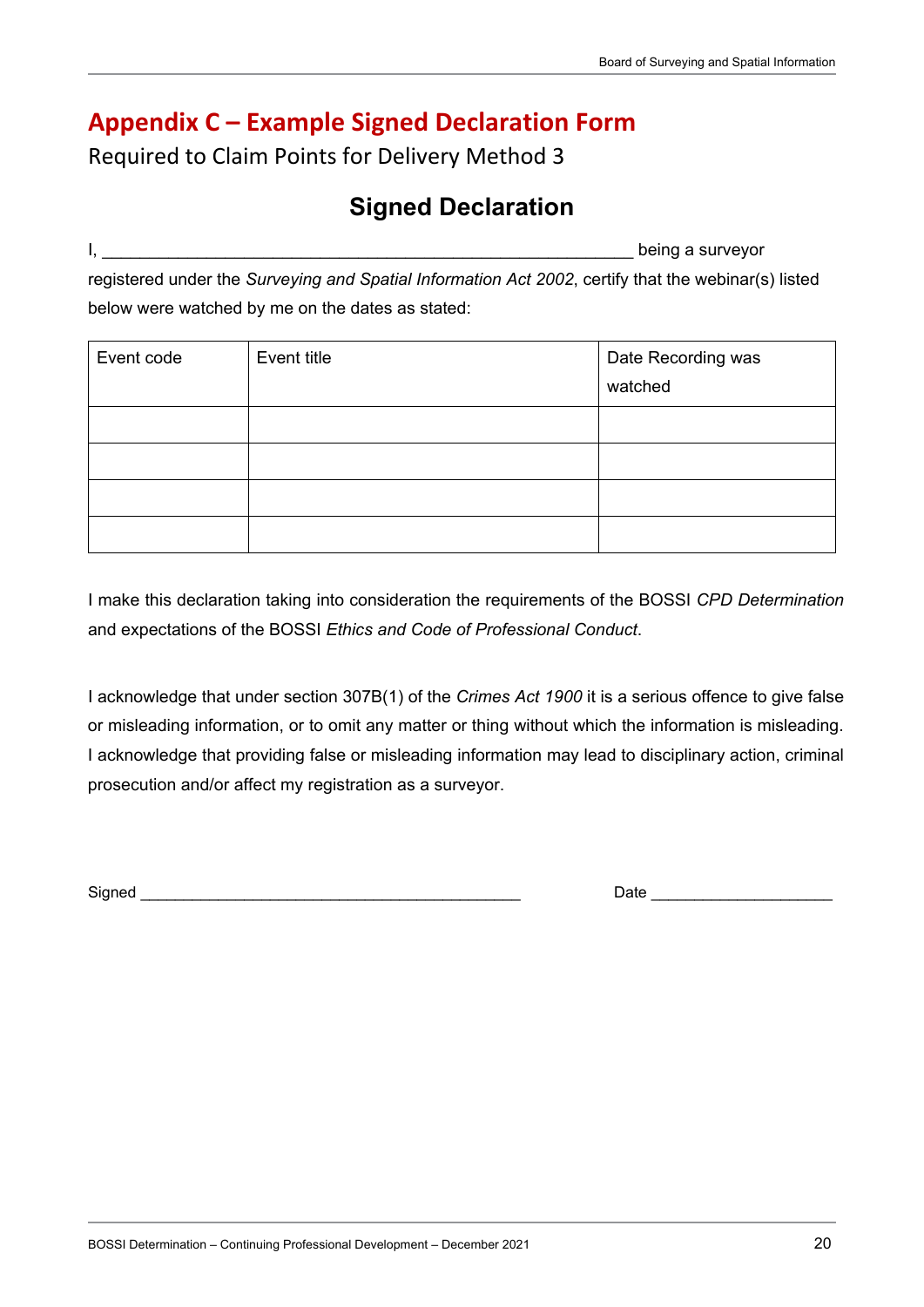# Appendix C – Example Signed Declaration Form

Required to Claim Points for Delivery Method 3

## Signed Declaration

I, ________________________________________________________ being a surveyor registered under the *Surveying and Spatial Information Act 2002*, certify that the webinar(s) listed below were watched by me on the dates as stated:

| Event code | Event title | Date Recording was watched |
|---|---|---|
| | | |
| | | |
| | | |
| | | |

I make this declaration taking into consideration the requirements of the BOSSI *CPD Determination* and expectations of the BOSSI *Ethics and Code of Professional Conduct*.

I acknowledge that under section 307B(1) of the *Crimes Act 1900* it is a serious offence to give false or misleading information, or to omit any matter or thing without which the information is misleading. I acknowledge that providing false or misleading information may lead to disciplinary action, criminal prosecution and/or affect my registration as a surveyor.

Signed ____________________________________________ Date ____________________